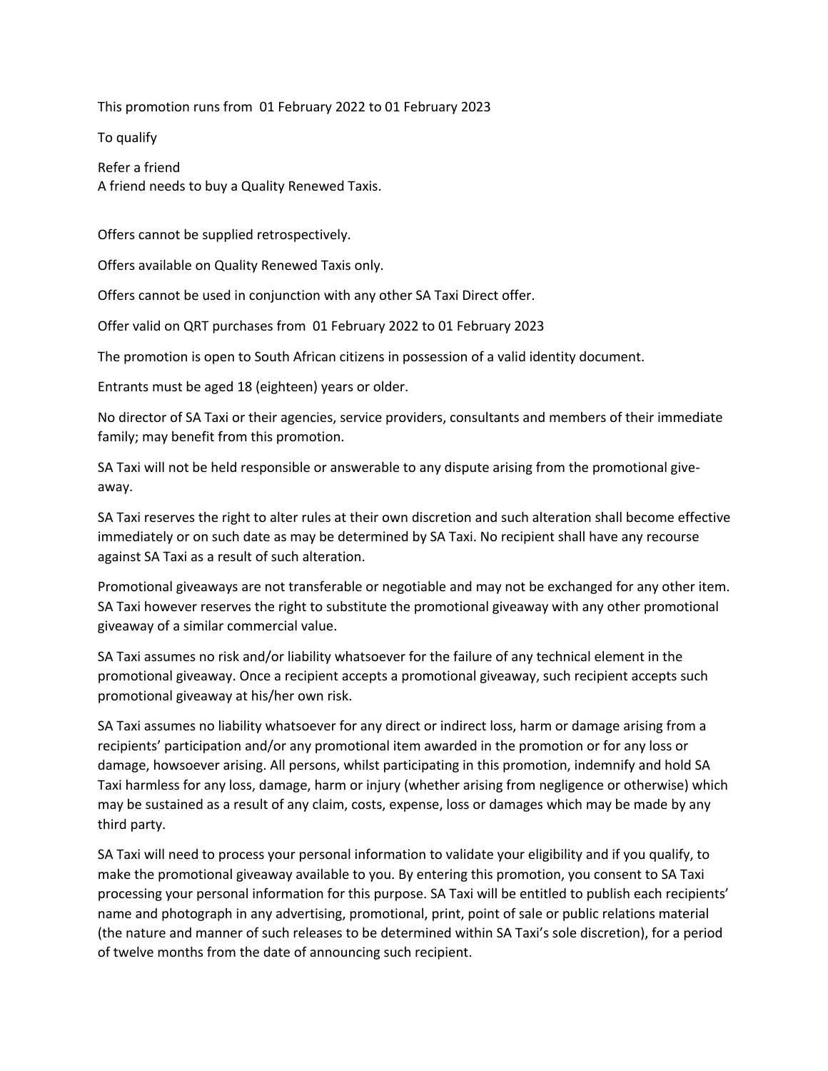This promotion runs from 01 February 2022 to 01 February 2023

To qualify

Refer a friend
A friend needs to buy a Quality Renewed Taxis.

Offers cannot be supplied retrospectively.

Offers available on Quality Renewed Taxis only.

Offers cannot be used in conjunction with any other SA Taxi Direct offer.

Offer valid on QRT purchases from 01 February 2022 to 01 February 2023

The promotion is open to South African citizens in possession of a valid identity document.

Entrants must be aged 18 (eighteen) years or older.

No director of SA Taxi or their agencies, service providers, consultants and members of their immediate family; may benefit from this promotion.

SA Taxi will not be held responsible or answerable to any dispute arising from the promotional give-away.

SA Taxi reserves the right to alter rules at their own discretion and such alteration shall become effective immediately or on such date as may be determined by SA Taxi. No recipient shall have any recourse against SA Taxi as a result of such alteration.

Promotional giveaways are not transferable or negotiable and may not be exchanged for any other item. SA Taxi however reserves the right to substitute the promotional giveaway with any other promotional giveaway of a similar commercial value.

SA Taxi assumes no risk and/or liability whatsoever for the failure of any technical element in the promotional giveaway. Once a recipient accepts a promotional giveaway, such recipient accepts such promotional giveaway at his/her own risk.

SA Taxi assumes no liability whatsoever for any direct or indirect loss, harm or damage arising from a recipients' participation and/or any promotional item awarded in the promotion or for any loss or damage, howsoever arising. All persons, whilst participating in this promotion, indemnify and hold SA Taxi harmless for any loss, damage, harm or injury (whether arising from negligence or otherwise) which may be sustained as a result of any claim, costs, expense, loss or damages which may be made by any third party.

SA Taxi will need to process your personal information to validate your eligibility and if you qualify, to make the promotional giveaway available to you. By entering this promotion, you consent to SA Taxi processing your personal information for this purpose. SA Taxi will be entitled to publish each recipients' name and photograph in any advertising, promotional, print, point of sale or public relations material (the nature and manner of such releases to be determined within SA Taxi's sole discretion), for a period of twelve months from the date of announcing such recipient.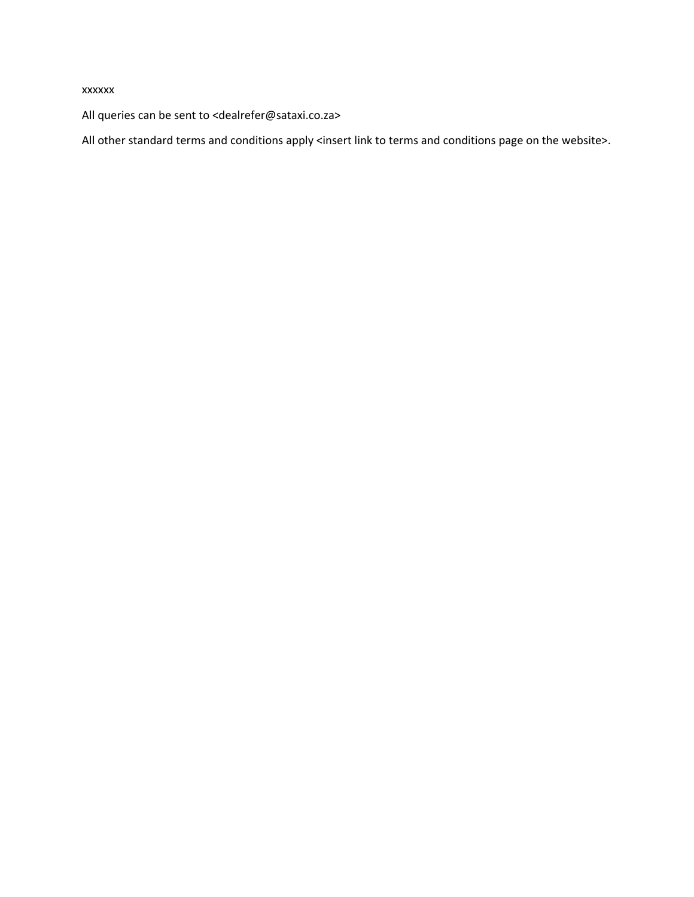xxxxxx

All queries can be sent to <dealrefer@sataxi.co.za>

All other standard terms and conditions apply <insert link to terms and conditions page on the website>.